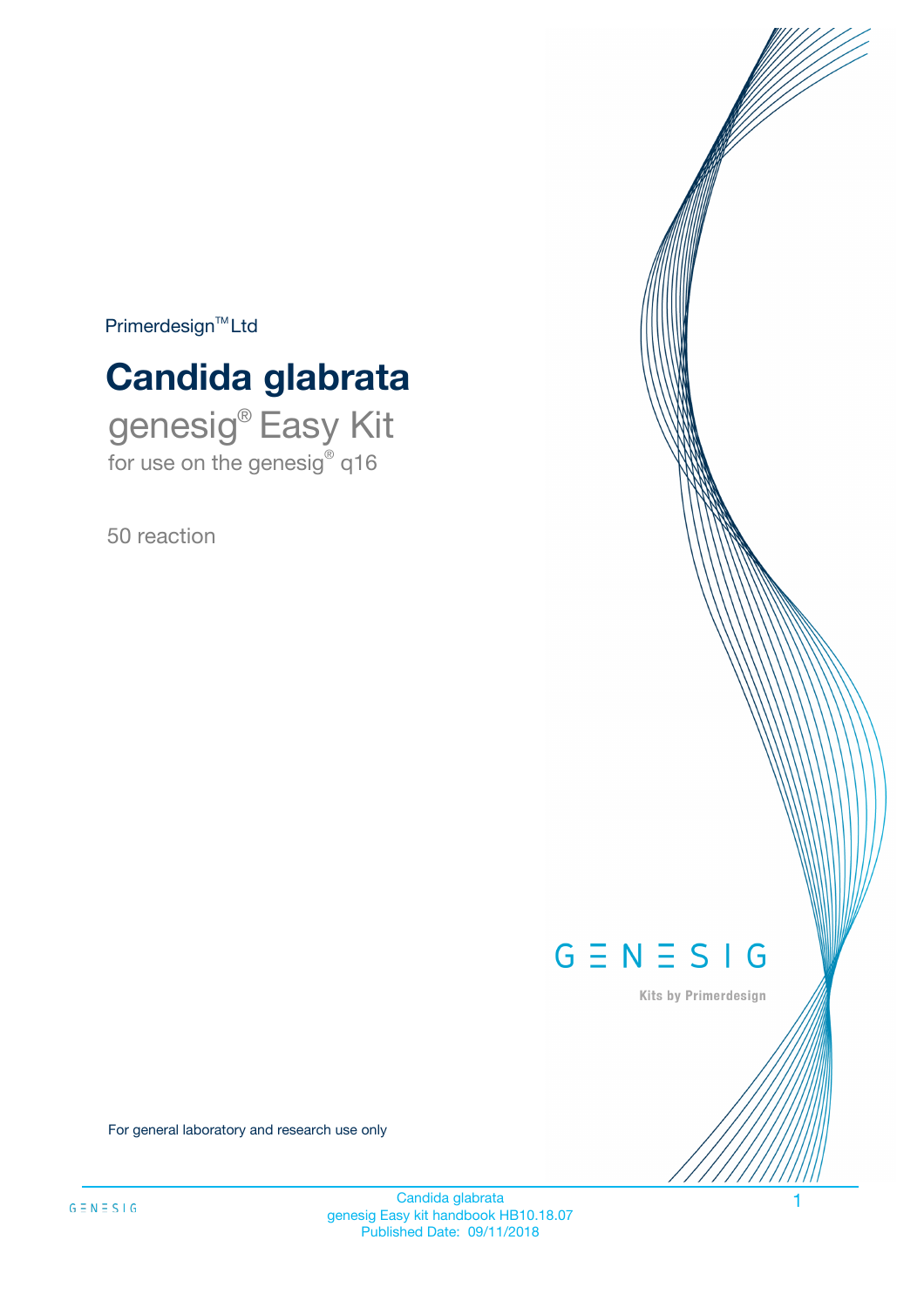Primerdesign™ Ltd

# Candida glabrata

genesig® Easy Kit
for use on the genesig® q16

50 reaction

GENESIG

Kits by Primerdesign

For general laboratory and research use only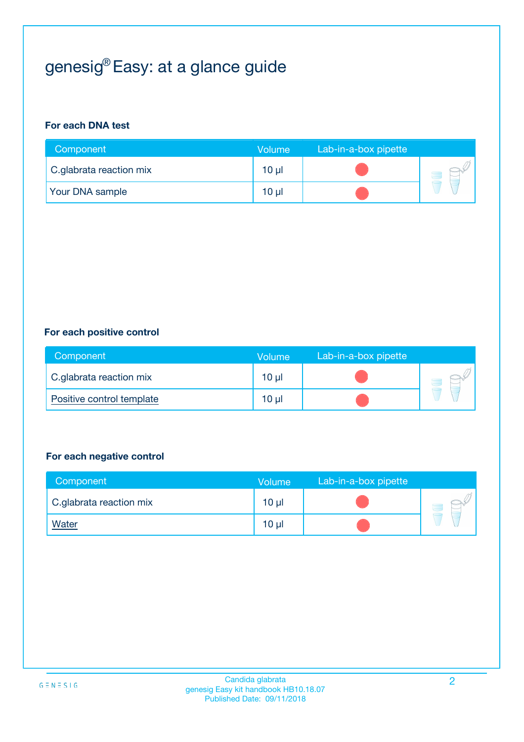# genesig® Easy: at a glance guide

**For each DNA test**

| Component | Volume | Lab-in-a-box pipette |
|---|---|---|
| C.glabrata reaction mix | 10 µl | |
| Your DNA sample | 10 µl | |

**For each positive control**

| Component | Volume | Lab-in-a-box pipette |
|---|---|---|
| C.glabrata reaction mix | 10 µl | |
| Positive control template | 10 µl | |

**For each negative control**

| Component | Volume | Lab-in-a-box pipette |
|---|---|---|
| C.glabrata reaction mix | 10 µl | |
| Water | 10 µl | |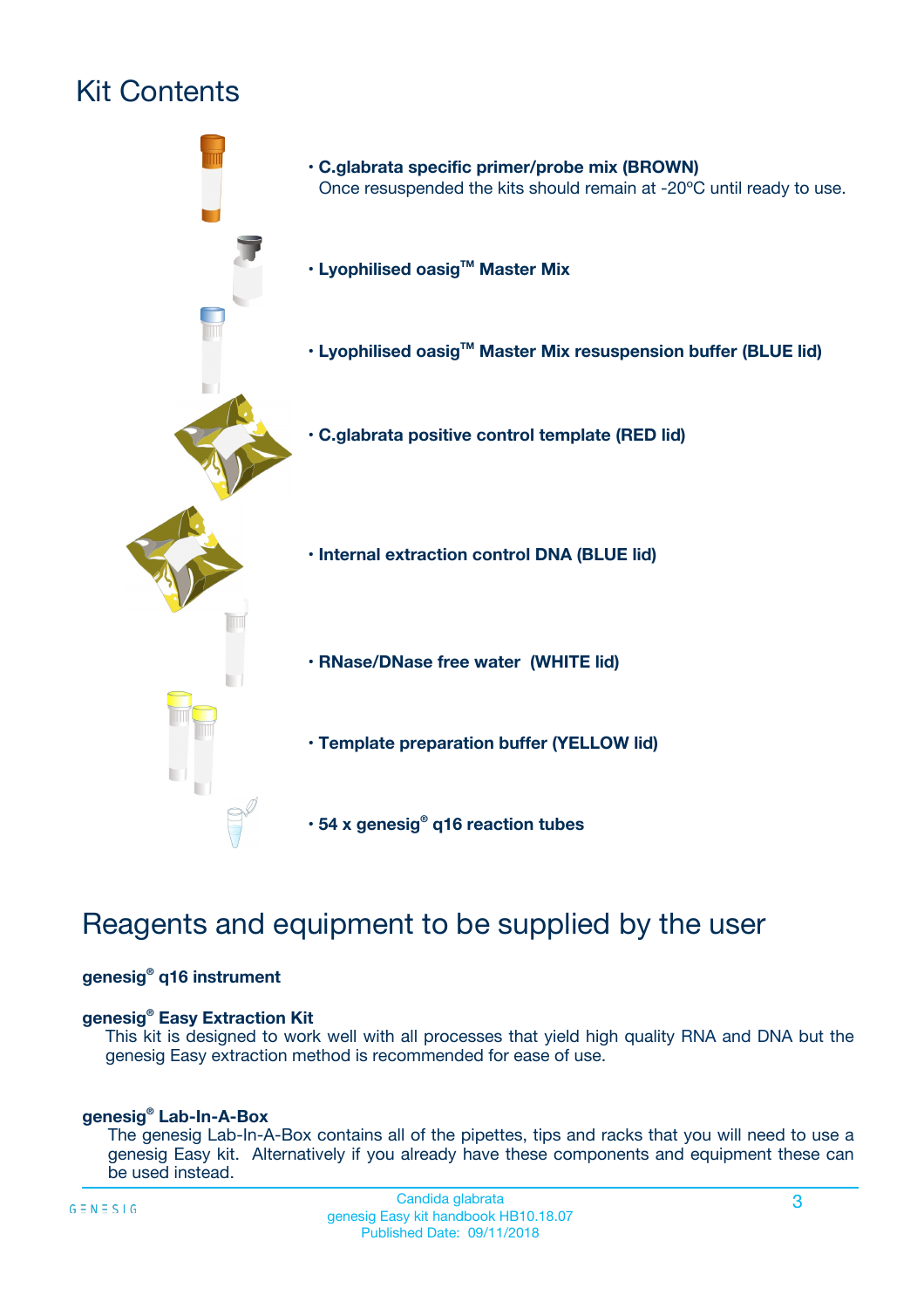# Kit Contents

- **C.glabrata specific primer/probe mix (BROWN)**
  Once resuspended the kits should remain at -20ºC until ready to use.
- **Lyophilised oasig™ Master Mix**
- **Lyophilised oasig™ Master Mix resuspension buffer (BLUE lid)**
- **C.glabrata positive control template (RED lid)**
- **Internal extraction control DNA (BLUE lid)**
- **RNase/DNase free water (WHITE lid)**
- **Template preparation buffer (YELLOW lid)**
- **54 x genesig® q16 reaction tubes**

# Reagents and equipment to be supplied by the user

**genesig® q16 instrument**

**genesig® Easy Extraction Kit**

This kit is designed to work well with all processes that yield high quality RNA and DNA but the genesig Easy extraction method is recommended for ease of use.

**genesig® Lab-In-A-Box**

The genesig Lab-In-A-Box contains all of the pipettes, tips and racks that you will need to use a genesig Easy kit. Alternatively if you already have these components and equipment these can be used instead.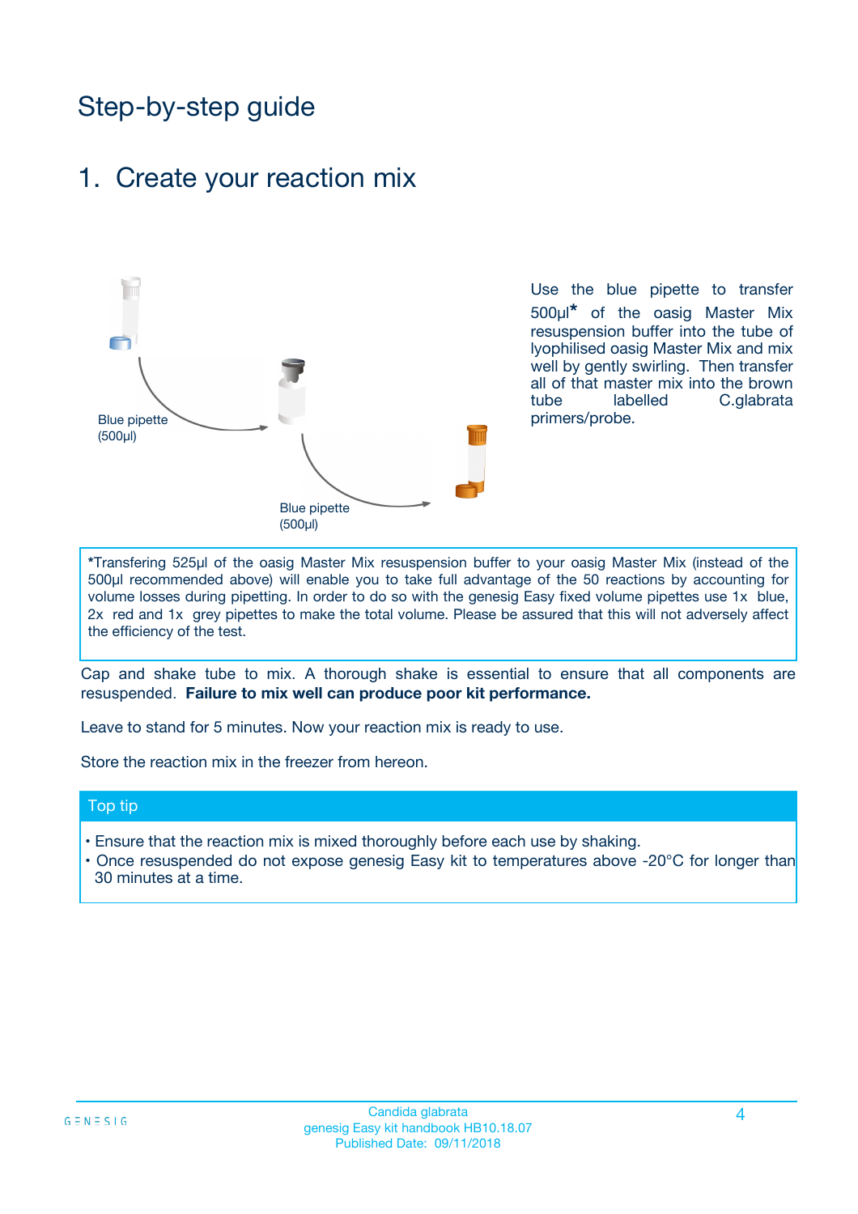# Step-by-step guide

## 1. Create your reaction mix

Blue pipette (500µl)

Blue pipette (500µl)

Use the blue pipette to transfer 500µl* of the oasig Master Mix resuspension buffer into the tube of lyophilised oasig Master Mix and mix well by gently swirling. Then transfer all of that master mix into the brown tube labelled C.glabrata primers/probe.

*Transfering 525µl of the oasig Master Mix resuspension buffer to your oasig Master Mix (instead of the 500µl recommended above) will enable you to take full advantage of the 50 reactions by accounting for volume losses during pipetting. In order to do so with the genesig Easy fixed volume pipettes use 1x blue, 2x red and 1x grey pipettes to make the total volume. Please be assured that this will not adversely affect the efficiency of the test.

Cap and shake tube to mix. A thorough shake is essential to ensure that all components are resuspended. **Failure to mix well can produce poor kit performance.**

Leave to stand for 5 minutes. Now your reaction mix is ready to use.

Store the reaction mix in the freezer from hereon.

### Top tip

- Ensure that the reaction mix is mixed thoroughly before each use by shaking.
- Once resuspended do not expose genesig Easy kit to temperatures above -20°C for longer than 30 minutes at a time.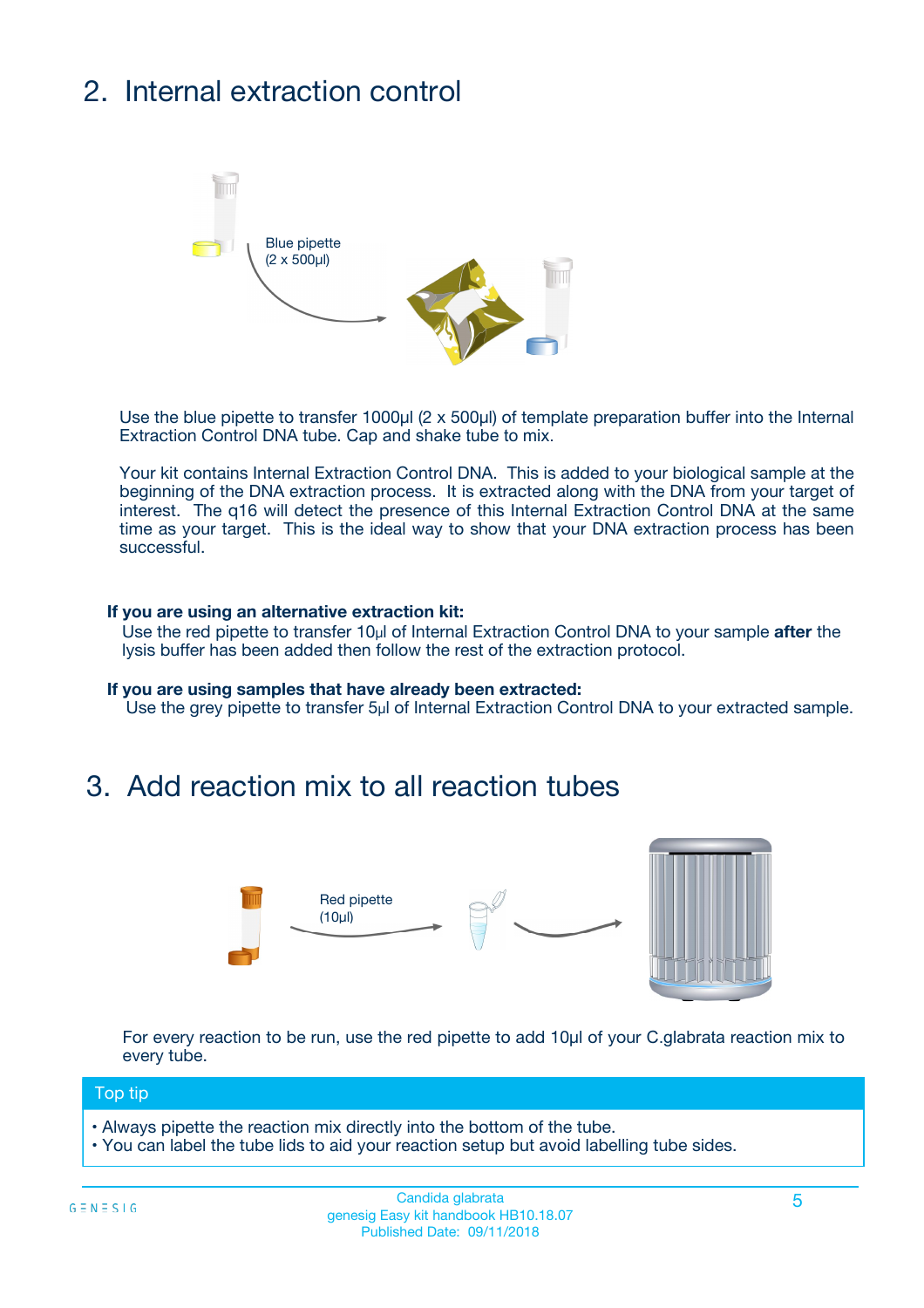## 2. Internal extraction control

Blue pipette
(2 x 500µl)

Use the blue pipette to transfer 1000µl (2 x 500µl) of template preparation buffer into the Internal Extraction Control DNA tube. Cap and shake tube to mix.

Your kit contains Internal Extraction Control DNA. This is added to your biological sample at the beginning of the DNA extraction process. It is extracted along with the DNA from your target of interest. The q16 will detect the presence of this Internal Extraction Control DNA at the same time as your target. This is the ideal way to show that your DNA extraction process has been successful.

**If you are using an alternative extraction kit:**
Use the red pipette to transfer 10µl of Internal Extraction Control DNA to your sample **after** the lysis buffer has been added then follow the rest of the extraction protocol.

**If you are using samples that have already been extracted:**
Use the grey pipette to transfer 5µl of Internal Extraction Control DNA to your extracted sample.

## 3. Add reaction mix to all reaction tubes

Red pipette
(10µl)

For every reaction to be run, use the red pipette to add 10µl of your C.glabrata reaction mix to every tube.

**Top tip**

- Always pipette the reaction mix directly into the bottom of the tube.
- You can label the tube lids to aid your reaction setup but avoid labelling tube sides.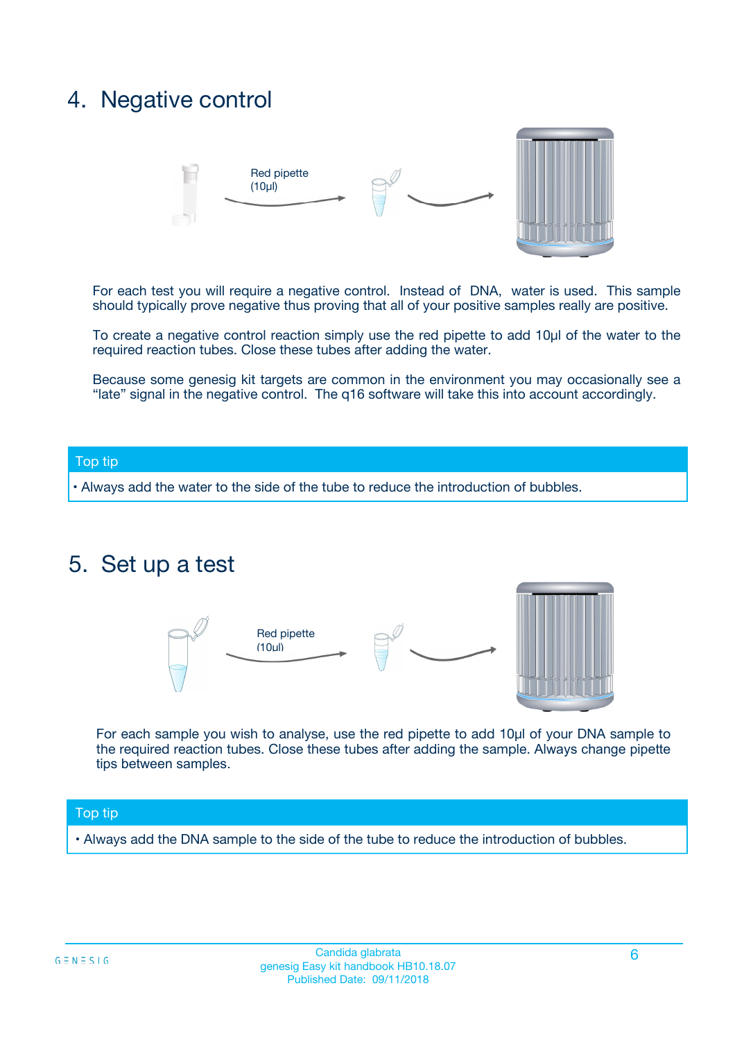## 4. Negative control

Red pipette (10µl)

For each test you will require a negative control. Instead of DNA, water is used. This sample should typically prove negative thus proving that all of your positive samples really are positive.

To create a negative control reaction simply use the red pipette to add 10µl of the water to the required reaction tubes. Close these tubes after adding the water.

Because some genesig kit targets are common in the environment you may occasionally see a "late" signal in the negative control. The q16 software will take this into account accordingly.

**Top tip**

- Always add the water to the side of the tube to reduce the introduction of bubbles.

## 5. Set up a test

Red pipette (10µl)

For each sample you wish to analyse, use the red pipette to add 10µl of your DNA sample to the required reaction tubes. Close these tubes after adding the sample. Always change pipette tips between samples.

**Top tip**

- Always add the DNA sample to the side of the tube to reduce the introduction of bubbles.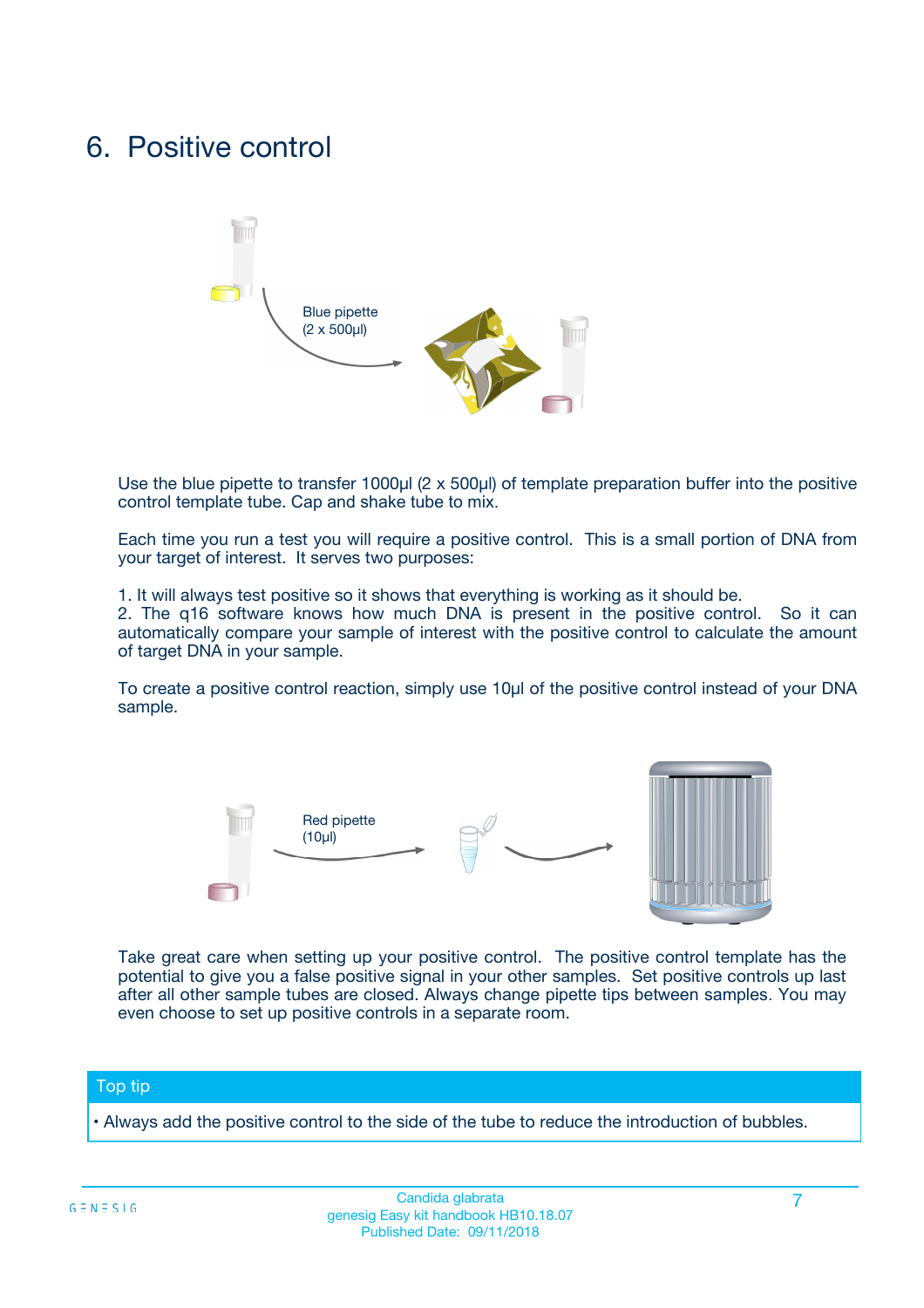# 6. Positive control

Blue pipette
(2 x 500µl)

Use the blue pipette to transfer 1000µl (2 x 500µl) of template preparation buffer into the positive control template tube. Cap and shake tube to mix.

Each time you run a test you will require a positive control. This is a small portion of DNA from your target of interest. It serves two purposes:

1. It will always test positive so it shows that everything is working as it should be.
2. The q16 software knows how much DNA is present in the positive control. So it can automatically compare your sample of interest with the positive control to calculate the amount of target DNA in your sample.

To create a positive control reaction, simply use 10µl of the positive control instead of your DNA sample.

Red pipette
(10µl)

Take great care when setting up your positive control. The positive control template has the potential to give you a false positive signal in your other samples. Set positive controls up last after all other sample tubes are closed. Always change pipette tips between samples. You may even choose to set up positive controls in a separate room.

**Top tip**

- Always add the positive control to the side of the tube to reduce the introduction of bubbles.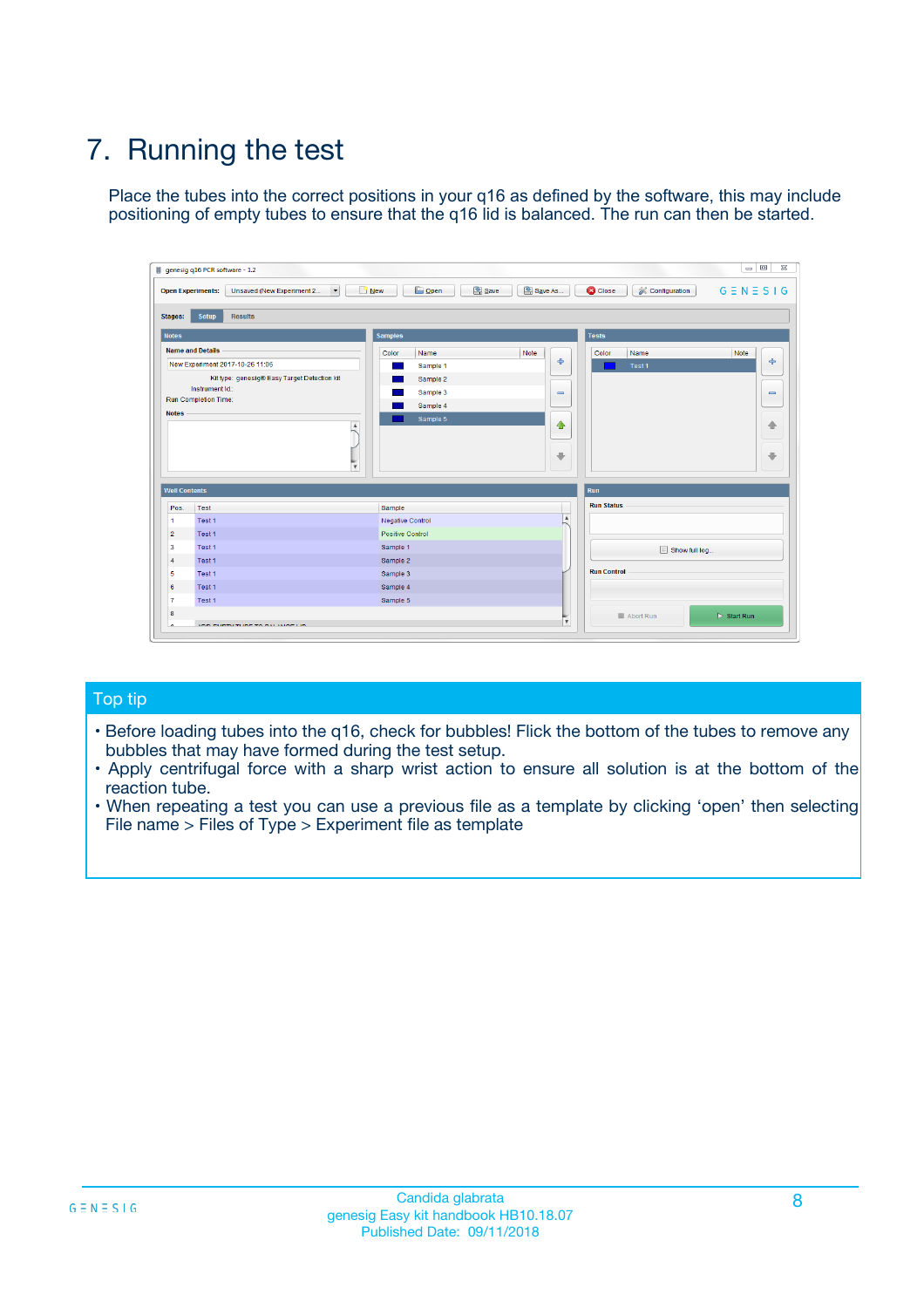# 7. Running the test

Place the tubes into the correct positions in your q16 as defined by the software, this may include positioning of empty tubes to ensure that the q16 lid is balanced. The run can then be started.

## Top tip

- Before loading tubes into the q16, check for bubbles! Flick the bottom of the tubes to remove any bubbles that may have formed during the test setup.
- Apply centrifugal force with a sharp wrist action to ensure all solution is at the bottom of the reaction tube.
- When repeating a test you can use a previous file as a template by clicking 'open' then selecting File name > Files of Type > Experiment file as template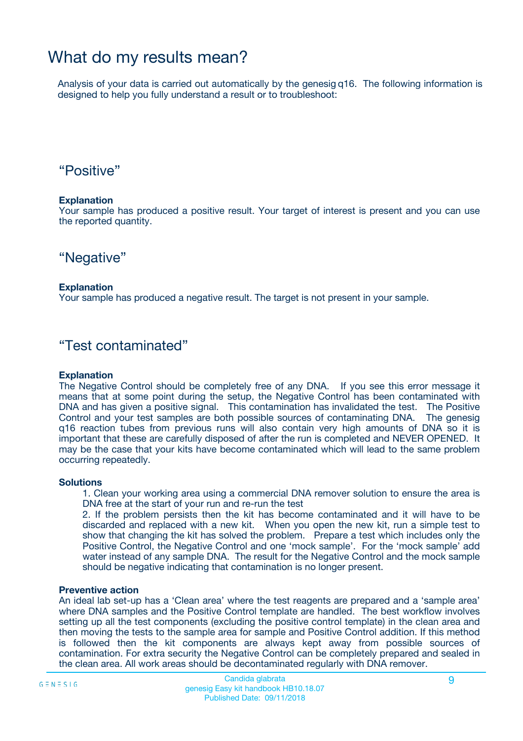# What do my results mean?

Analysis of your data is carried out automatically by the genesig q16. The following information is designed to help you fully understand a result or to troubleshoot:

## “Positive”

**Explanation**

Your sample has produced a positive result. Your target of interest is present and you can use the reported quantity.

## “Negative”

**Explanation**

Your sample has produced a negative result. The target is not present in your sample.

## “Test contaminated”

**Explanation**

The Negative Control should be completely free of any DNA. If you see this error message it means that at some point during the setup, the Negative Control has been contaminated with DNA and has given a positive signal. This contamination has invalidated the test. The Positive Control and your test samples are both possible sources of contaminating DNA. The genesig q16 reaction tubes from previous runs will also contain very high amounts of DNA so it is important that these are carefully disposed of after the run is completed and NEVER OPENED. It may be the case that your kits have become contaminated which will lead to the same problem occurring repeatedly.

**Solutions**

1. Clean your working area using a commercial DNA remover solution to ensure the area is DNA free at the start of your run and re-run the test
2. If the problem persists then the kit has become contaminated and it will have to be discarded and replaced with a new kit. When you open the new kit, run a simple test to show that changing the kit has solved the problem. Prepare a test which includes only the Positive Control, the Negative Control and one ‘mock sample’. For the ‘mock sample’ add water instead of any sample DNA. The result for the Negative Control and the mock sample should be negative indicating that contamination is no longer present.

**Preventive action**

An ideal lab set-up has a ‘Clean area’ where the test reagents are prepared and a ‘sample area’ where DNA samples and the Positive Control template are handled. The best workflow involves setting up all the test components (excluding the positive control template) in the clean area and then moving the tests to the sample area for sample and Positive Control addition. If this method is followed then the kit components are always kept away from possible sources of contamination. For extra security the Negative Control can be completely prepared and sealed in the clean area. All work areas should be decontaminated regularly with DNA remover.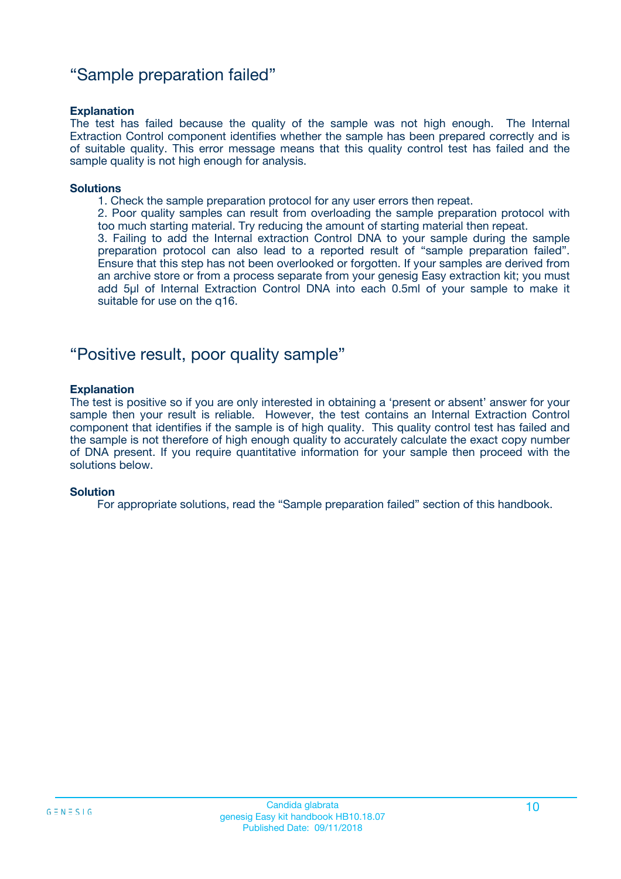## “Sample preparation failed”

### Explanation

The test has failed because the quality of the sample was not high enough. The Internal Extraction Control component identifies whether the sample has been prepared correctly and is of suitable quality. This error message means that this quality control test has failed and the sample quality is not high enough for analysis.

### Solutions

1. Check the sample preparation protocol for any user errors then repeat.
2. Poor quality samples can result from overloading the sample preparation protocol with too much starting material. Try reducing the amount of starting material then repeat.
3. Failing to add the Internal extraction Control DNA to your sample during the sample preparation protocol can also lead to a reported result of “sample preparation failed”. Ensure that this step has not been overlooked or forgotten. If your samples are derived from an archive store or from a process separate from your genesig Easy extraction kit; you must add 5µl of Internal Extraction Control DNA into each 0.5ml of your sample to make it suitable for use on the q16.

## “Positive result, poor quality sample”

### Explanation

The test is positive so if you are only interested in obtaining a ‘present or absent’ answer for your sample then your result is reliable. However, the test contains an Internal Extraction Control component that identifies if the sample is of high quality. This quality control test has failed and the sample is not therefore of high enough quality to accurately calculate the exact copy number of DNA present. If you require quantitative information for your sample then proceed with the solutions below.

### Solution

For appropriate solutions, read the “Sample preparation failed” section of this handbook.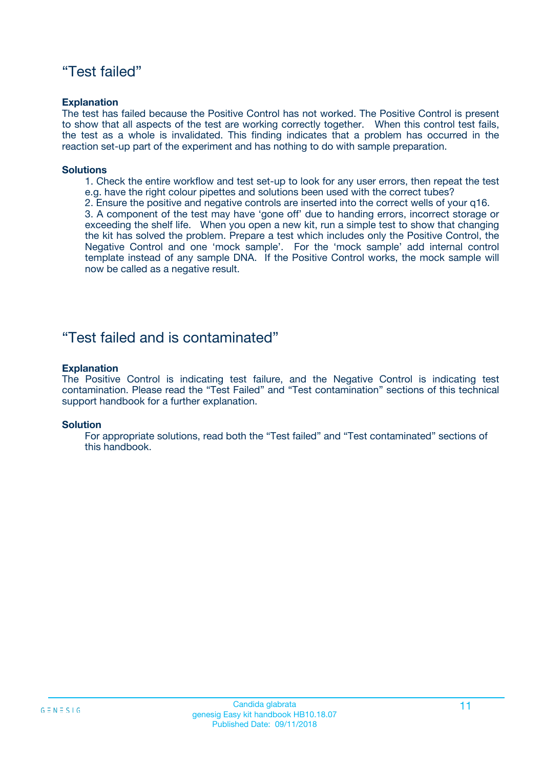## “Test failed”

**Explanation**

The test has failed because the Positive Control has not worked. The Positive Control is present to show that all aspects of the test are working correctly together. When this control test fails, the test as a whole is invalidated. This finding indicates that a problem has occurred in the reaction set-up part of the experiment and has nothing to do with sample preparation.

**Solutions**

1. Check the entire workflow and test set-up to look for any user errors, then repeat the test e.g. have the right colour pipettes and solutions been used with the correct tubes?
2. Ensure the positive and negative controls are inserted into the correct wells of your q16.
3. A component of the test may have ‘gone off’ due to handing errors, incorrect storage or exceeding the shelf life. When you open a new kit, run a simple test to show that changing the kit has solved the problem. Prepare a test which includes only the Positive Control, the Negative Control and one ‘mock sample’. For the ‘mock sample’ add internal control template instead of any sample DNA. If the Positive Control works, the mock sample will now be called as a negative result.

## “Test failed and is contaminated”

**Explanation**

The Positive Control is indicating test failure, and the Negative Control is indicating test contamination. Please read the “Test Failed” and “Test contamination” sections of this technical support handbook for a further explanation.

**Solution**

For appropriate solutions, read both the “Test failed” and “Test contaminated” sections of this handbook.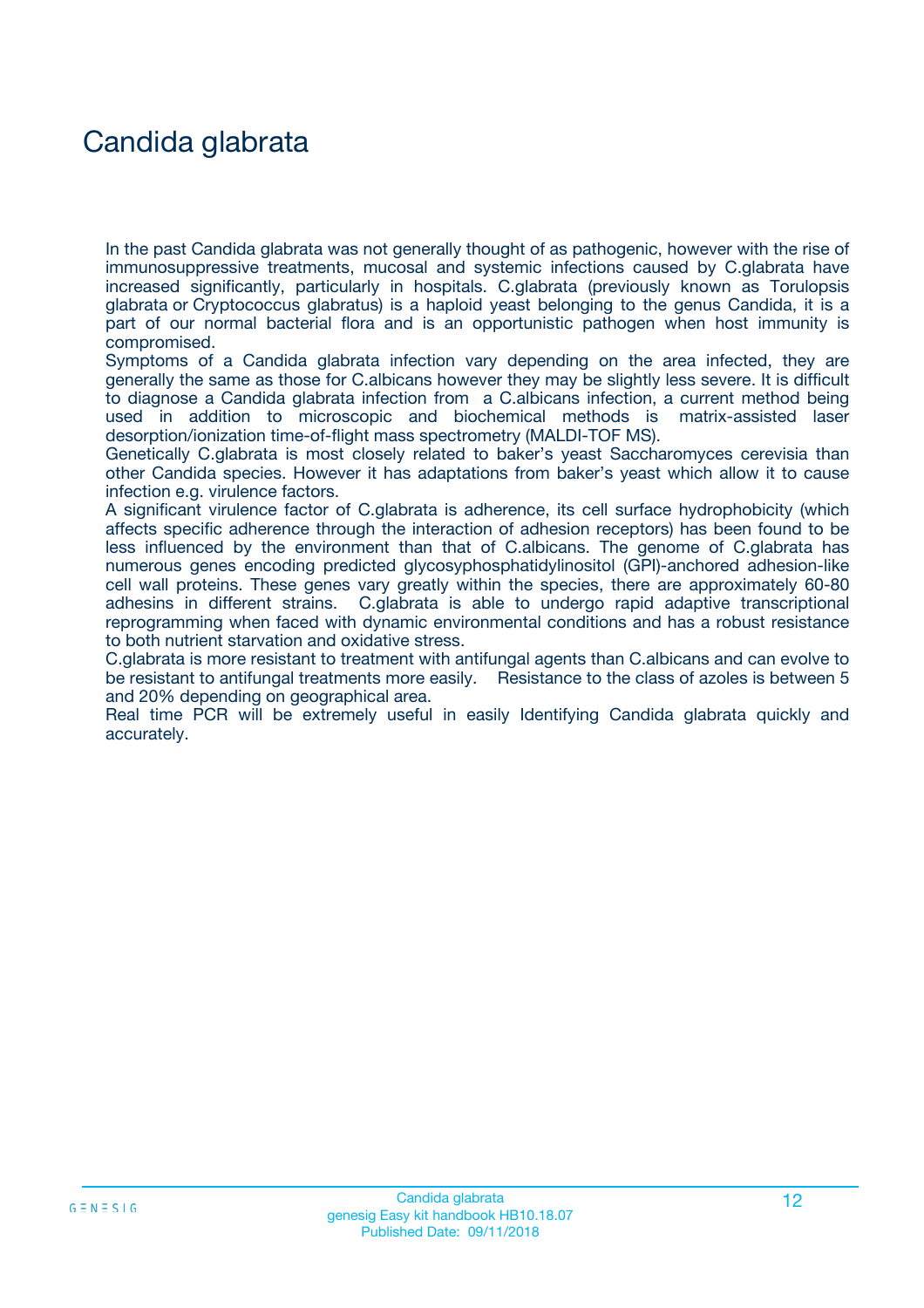# Candida glabrata

In the past Candida glabrata was not generally thought of as pathogenic, however with the rise of immunosuppressive treatments, mucosal and systemic infections caused by C.glabrata have increased significantly, particularly in hospitals. C.glabrata (previously known as Torulopsis glabrata or Cryptococcus glabratus) is a haploid yeast belonging to the genus Candida, it is a part of our normal bacterial flora and is an opportunistic pathogen when host immunity is compromised.

Symptoms of a Candida glabrata infection vary depending on the area infected, they are generally the same as those for C.albicans however they may be slightly less severe. It is difficult to diagnose a Candida glabrata infection from a C.albicans infection, a current method being used in addition to microscopic and biochemical methods is matrix-assisted laser desorption/ionization time-of-flight mass spectrometry (MALDI-TOF MS).

Genetically C.glabrata is most closely related to baker's yeast Saccharomyces cerevisia than other Candida species. However it has adaptations from baker's yeast which allow it to cause infection e.g. virulence factors.

A significant virulence factor of C.glabrata is adherence, its cell surface hydrophobicity (which affects specific adherence through the interaction of adhesion receptors) has been found to be less influenced by the environment than that of C.albicans. The genome of C.glabrata has numerous genes encoding predicted glycosyphosphatidylinositol (GPI)-anchored adhesion-like cell wall proteins. These genes vary greatly within the species, there are approximately 60-80 adhesins in different strains. C.glabrata is able to undergo rapid adaptive transcriptional reprogramming when faced with dynamic environmental conditions and has a robust resistance to both nutrient starvation and oxidative stress.

C.glabrata is more resistant to treatment with antifungal agents than C.albicans and can evolve to be resistant to antifungal treatments more easily. Resistance to the class of azoles is between 5 and 20% depending on geographical area.

Real time PCR will be extremely useful in easily Identifying Candida glabrata quickly and accurately.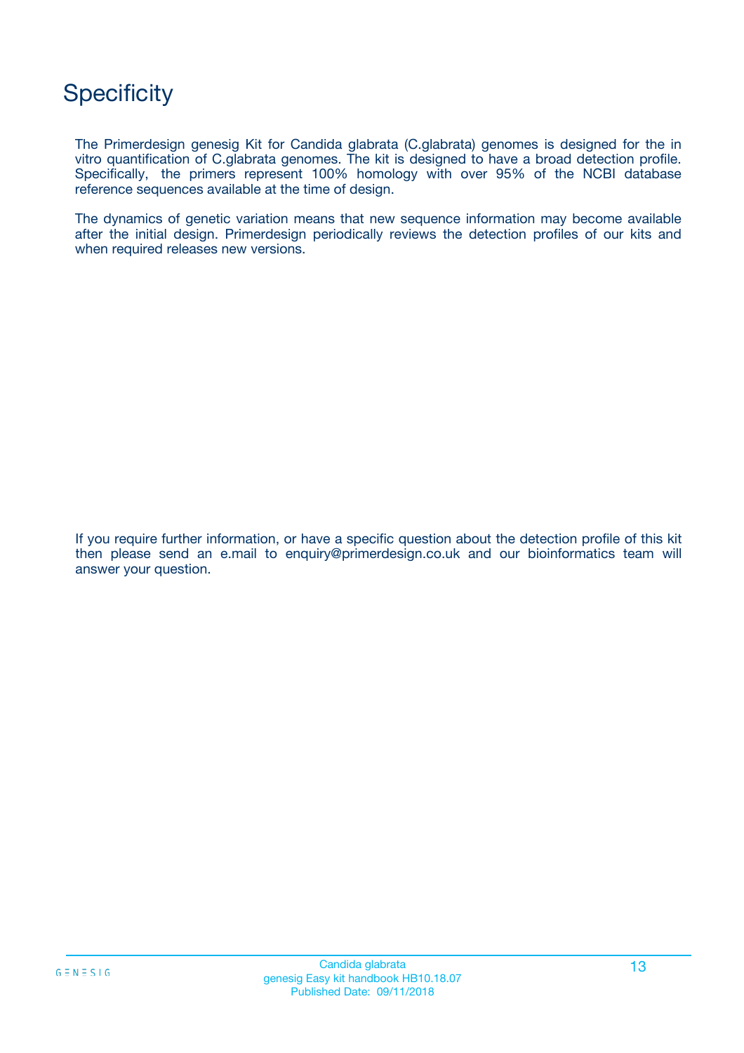# Specificity

The Primerdesign genesig Kit for Candida glabrata (C.glabrata) genomes is designed for the in vitro quantification of C.glabrata genomes. The kit is designed to have a broad detection profile. Specifically, the primers represent 100% homology with over 95% of the NCBI database reference sequences available at the time of design.

The dynamics of genetic variation means that new sequence information may become available after the initial design. Primerdesign periodically reviews the detection profiles of our kits and when required releases new versions.

If you require further information, or have a specific question about the detection profile of this kit then please send an e.mail to enquiry@primerdesign.co.uk and our bioinformatics team will answer your question.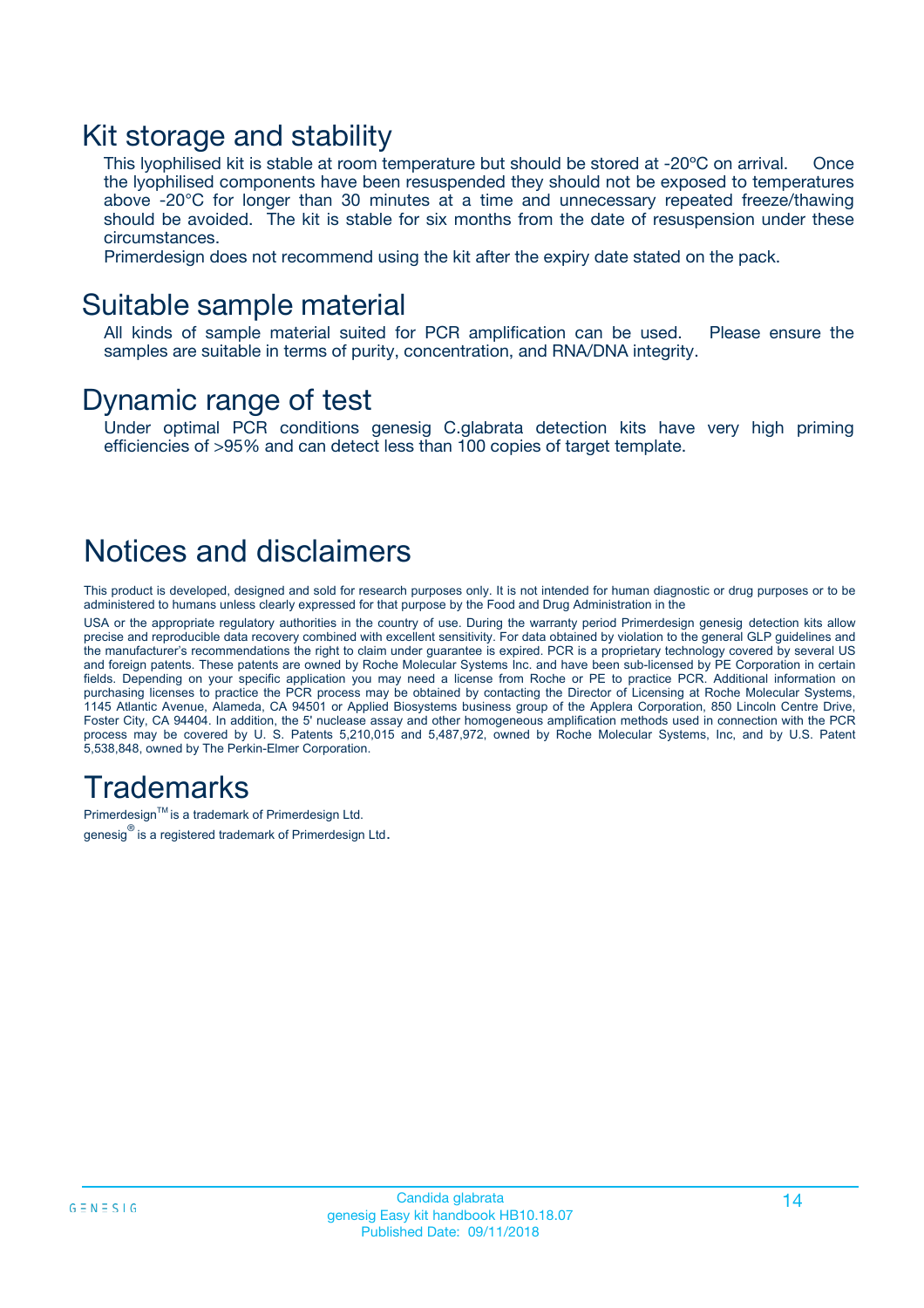## Kit storage and stability

This lyophilised kit is stable at room temperature but should be stored at -20ºC on arrival. Once the lyophilised components have been resuspended they should not be exposed to temperatures above -20°C for longer than 30 minutes at a time and unnecessary repeated freeze/thawing should be avoided. The kit is stable for six months from the date of resuspension under these circumstances.

Primerdesign does not recommend using the kit after the expiry date stated on the pack.

## Suitable sample material

All kinds of sample material suited for PCR amplification can be used. Please ensure the samples are suitable in terms of purity, concentration, and RNA/DNA integrity.

## Dynamic range of test

Under optimal PCR conditions genesig C.glabrata detection kits have very high priming efficiencies of >95% and can detect less than 100 copies of target template.

# Notices and disclaimers

This product is developed, designed and sold for research purposes only. It is not intended for human diagnostic or drug purposes or to be administered to humans unless clearly expressed for that purpose by the Food and Drug Administration in the

USA or the appropriate regulatory authorities in the country of use. During the warranty period Primerdesign genesig detection kits allow precise and reproducible data recovery combined with excellent sensitivity. For data obtained by violation to the general GLP guidelines and the manufacturer's recommendations the right to claim under guarantee is expired. PCR is a proprietary technology covered by several US and foreign patents. These patents are owned by Roche Molecular Systems Inc. and have been sub-licensed by PE Corporation in certain fields. Depending on your specific application you may need a license from Roche or PE to practice PCR. Additional information on purchasing licenses to practice the PCR process may be obtained by contacting the Director of Licensing at Roche Molecular Systems, 1145 Atlantic Avenue, Alameda, CA 94501 or Applied Biosystems business group of the Applera Corporation, 850 Lincoln Centre Drive, Foster City, CA 94404. In addition, the 5' nuclease assay and other homogeneous amplification methods used in connection with the PCR process may be covered by U. S. Patents 5,210,015 and 5,487,972, owned by Roche Molecular Systems, Inc, and by U.S. Patent 5,538,848, owned by The Perkin-Elmer Corporation.

# Trademarks

Primerdesign™ is a trademark of Primerdesign Ltd.

genesig® is a registered trademark of Primerdesign Ltd.